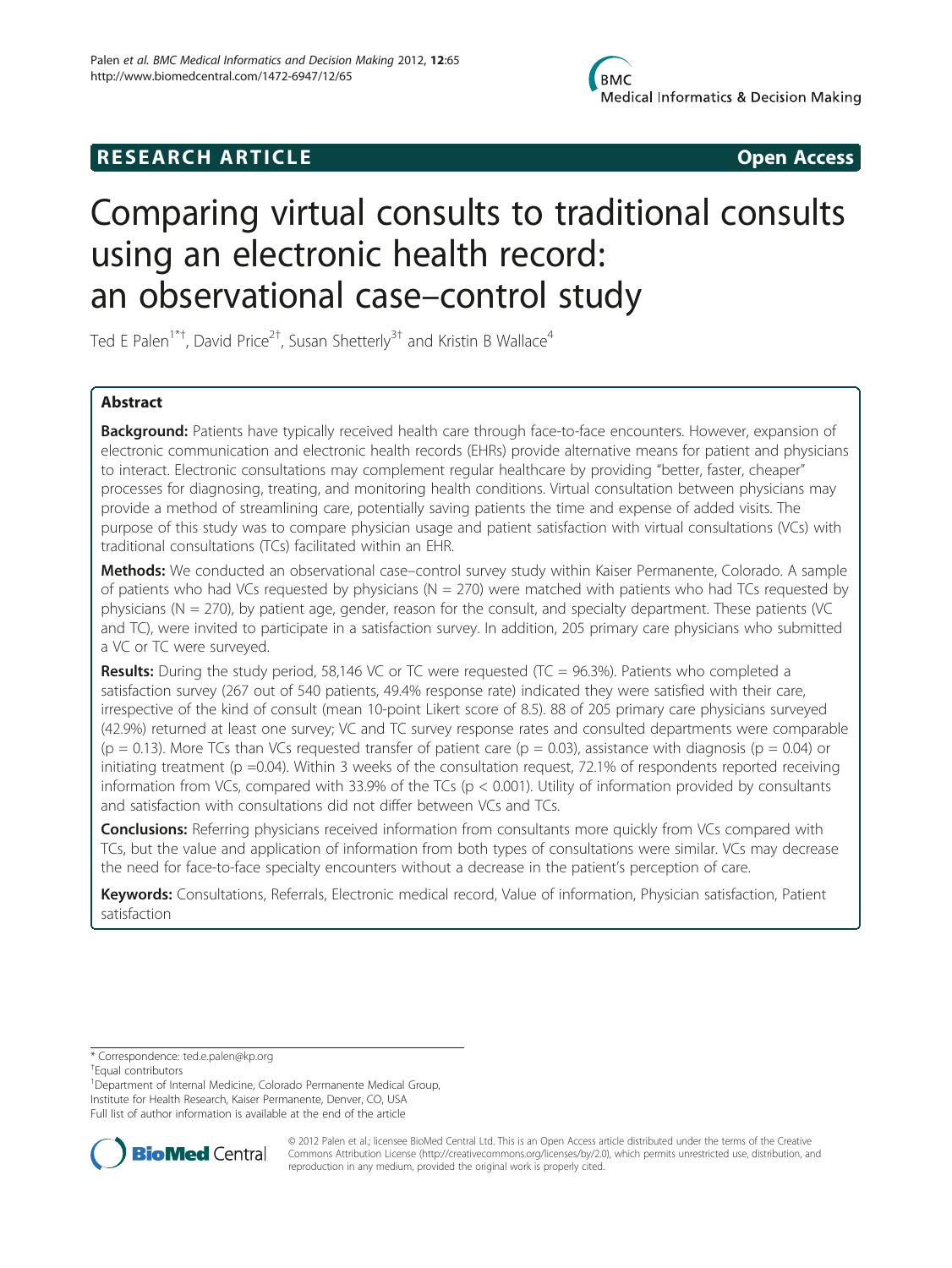**RESEARCH ARTICLE** **Open Access**

# Comparing virtual consults to traditional consults using an electronic health record: an observational case–control study

Ted E Palen[1*†], David Price[2†], Susan Shetterly[3†] and Kristin B Wallace[4]

## Abstract

**Background:** Patients have typically received health care through face-to-face encounters. However, expansion of electronic communication and electronic health records (EHRs) provide alternative means for patient and physicians to interact. Electronic consultations may complement regular healthcare by providing "better, faster, cheaper" processes for diagnosing, treating, and monitoring health conditions. Virtual consultation between physicians may provide a method of streamlining care, potentially saving patients the time and expense of added visits. The purpose of this study was to compare physician usage and patient satisfaction with virtual consultations (VCs) with traditional consultations (TCs) facilitated within an EHR.

**Methods:** We conducted an observational case–control survey study within Kaiser Permanente, Colorado. A sample of patients who had VCs requested by physicians (N = 270) were matched with patients who had TCs requested by physicians (N = 270), by patient age, gender, reason for the consult, and specialty department. These patients (VC and TC), were invited to participate in a satisfaction survey. In addition, 205 primary care physicians who submitted a VC or TC were surveyed.

**Results:** During the study period, 58,146 VC or TC were requested (TC = 96.3%). Patients who completed a satisfaction survey (267 out of 540 patients, 49.4% response rate) indicated they were satisfied with their care, irrespective of the kind of consult (mean 10-point Likert score of 8.5). 88 of 205 primary care physicians surveyed (42.9%) returned at least one survey; VC and TC survey response rates and consulted departments were comparable ($p = 0.13$). More TCs than VCs requested transfer of patient care ($p = 0.03$), assistance with diagnosis ($p = 0.04$) or initiating treatment ($p = 0.04$). Within 3 weeks of the consultation request, 72.1% of respondents reported receiving information from VCs, compared with 33.9% of the TCs ($p < 0.001$). Utility of information provided by consultants and satisfaction with consultations did not differ between VCs and TCs.

**Conclusions:** Referring physicians received information from consultants more quickly from VCs compared with TCs, but the value and application of information from both types of consultations were similar. VCs may decrease the need for face-to-face specialty encounters without a decrease in the patient's perception of care.

**Keywords:** Consultations, Referrals, Electronic medical record, Value of information, Physician satisfaction, Patient satisfaction

---

* Correspondence: ted.e.palen@kp.org
† Equal contributors
[1] Department of Internal Medicine, Colorado Permanente Medical Group, Institute for Health Research, Kaiser Permanente, Denver, CO, USA
Full list of author information is available at the end of the article

© 2012 Palen et al.; licensee BioMed Central Ltd. This is an Open Access article distributed under the terms of the Creative Commons Attribution License (http://creativecommons.org/licenses/by/2.0), which permits unrestricted use, distribution, and reproduction in any medium, provided the original work is properly cited.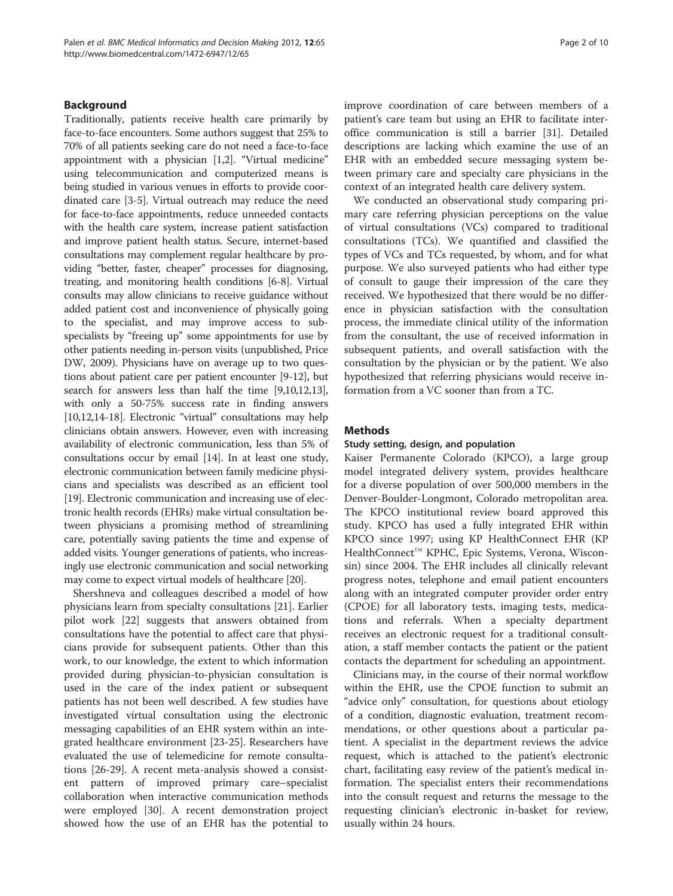## Background

Traditionally, patients receive health care primarily by face-to-face encounters. Some authors suggest that 25% to 70% of all patients seeking care do not need a face-to-face appointment with a physician [1,2]. "Virtual medicine" using telecommunication and computerized means is being studied in various venues in efforts to provide coordinated care [3-5]. Virtual outreach may reduce the need for face-to-face appointments, reduce unneeded contacts with the health care system, increase patient satisfaction and improve patient health status. Secure, internet-based consultations may complement regular healthcare by providing "better, faster, cheaper" processes for diagnosing, treating, and monitoring health conditions [6-8]. Virtual consults may allow clinicians to receive guidance without added patient cost and inconvenience of physically going to the specialist, and may improve access to subspecialists by "freeing up" some appointments for use by other patients needing in-person visits (unpublished, Price DW, 2009). Physicians have on average up to two questions about patient care per patient encounter [9-12], but search for answers less than half the time [9,10,12,13], with only a 50-75% success rate in finding answers [10,12,14-18]. Electronic "virtual" consultations may help clinicians obtain answers. However, even with increasing availability of electronic communication, less than 5% of consultations occur by email [14]. In at least one study, electronic communication between family medicine physicians and specialists was described as an efficient tool [19]. Electronic communication and increasing use of electronic health records (EHRs) make virtual consultation between physicians a promising method of streamlining care, potentially saving patients the time and expense of added visits. Younger generations of patients, who increasingly use electronic communication and social networking may come to expect virtual models of healthcare [20].

Shershneva and colleagues described a model of how physicians learn from specialty consultations [21]. Earlier pilot work [22] suggests that answers obtained from consultations have the potential to affect care that physicians provide for subsequent patients. Other than this work, to our knowledge, the extent to which information provided during physician-to-physician consultation is used in the care of the index patient or subsequent patients has not been well described. A few studies have investigated virtual consultation using the electronic messaging capabilities of an EHR system within an integrated healthcare environment [23-25]. Researchers have evaluated the use of telemedicine for remote consultations [26-29]. A recent meta-analysis showed a consistent pattern of improved primary care–specialist collaboration when interactive communication methods were employed [30]. A recent demonstration project showed how the use of an EHR has the potential to improve coordination of care between members of a patient's care team but using an EHR to facilitate inter-office communication is still a barrier [31]. Detailed descriptions are lacking which examine the use of an EHR with an embedded secure messaging system between primary care and specialty care physicians in the context of an integrated health care delivery system.

We conducted an observational study comparing primary care referring physician perceptions on the value of virtual consultations (VCs) compared to traditional consultations (TCs). We quantified and classified the types of VCs and TCs requested, by whom, and for what purpose. We also surveyed patients who had either type of consult to gauge their impression of the care they received. We hypothesized that there would be no difference in physician satisfaction with the consultation process, the immediate clinical utility of the information from the consultant, the use of received information in subsequent patients, and overall satisfaction with the consultation by the physician or by the patient. We also hypothesized that referring physicians would receive information from a VC sooner than from a TC.

## Methods

### Study setting, design, and population

Kaiser Permanente Colorado (KPCO), a large group model integrated delivery system, provides healthcare for a diverse population of over 500,000 members in the Denver-Boulder-Longmont, Colorado metropolitan area. The KPCO institutional review board approved this study. KPCO has used a fully integrated EHR within KPCO since 1997; using KP HealthConnect EHR (KP HealthConnect™ KPHC, Epic Systems, Verona, Wisconsin) since 2004. The EHR includes all clinically relevant progress notes, telephone and email patient encounters along with an integrated computer provider order entry (CPOE) for all laboratory tests, imaging tests, medications and referrals. When a specialty department receives an electronic request for a traditional consultation, a staff member contacts the patient or the patient contacts the department for scheduling an appointment.

Clinicians may, in the course of their normal workflow within the EHR, use the CPOE function to submit an "advice only" consultation, for questions about etiology of a condition, diagnostic evaluation, treatment recommendations, or other questions about a particular patient. A specialist in the department reviews the advice request, which is attached to the patient's electronic chart, facilitating easy review of the patient's medical information. The specialist enters their recommendations into the consult request and returns the message to the requesting clinician's electronic in-basket for review, usually within 24 hours.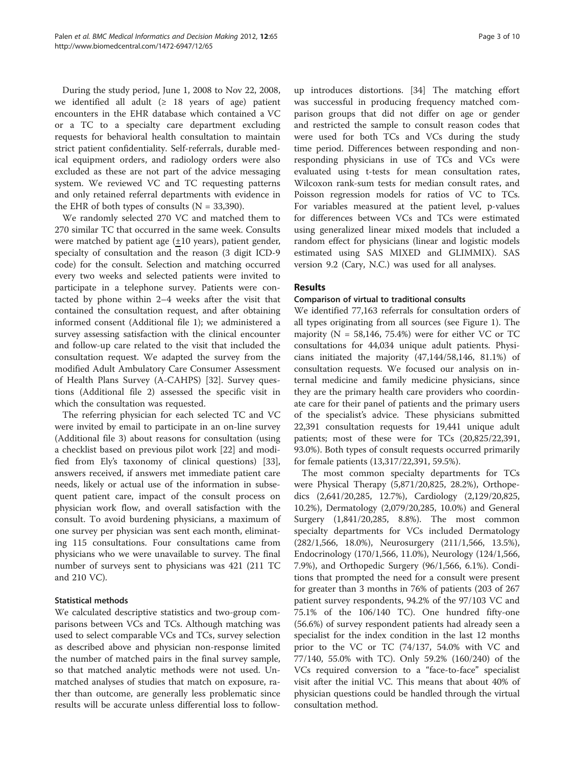During the study period, June 1, 2008 to Nov 22, 2008, we identified all adult (≥ 18 years of age) patient encounters in the EHR database which contained a VC or a TC to a specialty care department excluding requests for behavioral health consultation to maintain strict patient confidentiality. Self-referrals, durable medical equipment orders, and radiology orders were also excluded as these are not part of the advice messaging system. We reviewed VC and TC requesting patterns and only retained referral departments with evidence in the EHR of both types of consults (N = 33,390).

We randomly selected 270 VC and matched them to 270 similar TC that occurred in the same week. Consults were matched by patient age (±10 years), patient gender, specialty of consultation and the reason (3 digit ICD-9 code) for the consult. Selection and matching occurred every two weeks and selected patients were invited to participate in a telephone survey. Patients were contacted by phone within 2–4 weeks after the visit that contained the consultation request, and after obtaining informed consent (Additional file 1); we administered a survey assessing satisfaction with the clinical encounter and follow-up care related to the visit that included the consultation request. We adapted the survey from the modified Adult Ambulatory Care Consumer Assessment of Health Plans Survey (A-CAHPS) [32]. Survey questions (Additional file 2) assessed the specific visit in which the consultation was requested.

The referring physician for each selected TC and VC were invited by email to participate in an on-line survey (Additional file 3) about reasons for consultation (using a checklist based on previous pilot work [22] and modified from Ely's taxonomy of clinical questions) [33], answers received, if answers met immediate patient care needs, likely or actual use of the information in subsequent patient care, impact of the consult process on physician work flow, and overall satisfaction with the consult. To avoid burdening physicians, a maximum of one survey per physician was sent each month, eliminating 115 consultations. Four consultations came from physicians who we were unavailable to survey. The final number of surveys sent to physicians was 421 (211 TC and 210 VC).

### Statistical methods

We calculated descriptive statistics and two-group comparisons between VCs and TCs. Although matching was used to select comparable VCs and TCs, survey selection as described above and physician non-response limited the number of matched pairs in the final survey sample, so that matched analytic methods were not used. Unmatched analyses of studies that match on exposure, rather than outcome, are generally less problematic since results will be accurate unless differential loss to follow-up introduces distortions. [34] The matching effort was successful in producing frequency matched comparison groups that did not differ on age or gender and restricted the sample to consult reason codes that were used for both TCs and VCs during the study time period. Differences between responding and non-responding physicians in use of TCs and VCs were evaluated using t-tests for mean consultation rates, Wilcoxon rank-sum tests for median consult rates, and Poisson regression models for ratios of VC to TCs. For variables measured at the patient level, p-values for differences between VCs and TCs were estimated using generalized linear mixed models that included a random effect for physicians (linear and logistic models estimated using SAS MIXED and GLIMMIX). SAS version 9.2 (Cary, N.C.) was used for all analyses.

## Results

### Comparison of virtual to traditional consults

We identified 77,163 referrals for consultation orders of all types originating from all sources (see Figure 1). The majority (N = 58,146, 75.4%) were for either VC or TC consultations for 44,034 unique adult patients. Physicians initiated the majority (47,144/58,146, 81.1%) of consultation requests. We focused our analysis on internal medicine and family medicine physicians, since they are the primary health care providers who coordinate care for their panel of patients and the primary users of the specialist's advice. These physicians submitted 22,391 consultation requests for 19,441 unique adult patients; most of these were for TCs (20,825/22,391, 93.0%). Both types of consult requests occurred primarily for female patients (13,317/22,391, 59.5%).

The most common specialty departments for TCs were Physical Therapy (5,871/20,825, 28.2%), Orthopedics (2,641/20,285, 12.7%), Cardiology (2,129/20,825, 10.2%), Dermatology (2,079/20,285, 10.0%) and General Surgery (1,841/20,285, 8.8%). The most common specialty departments for VCs included Dermatology (282/1,566, 18.0%), Neurosurgery (211/1,566, 13.5%), Endocrinology (170/1,566, 11.0%), Neurology (124/1,566, 7.9%), and Orthopedic Surgery (96/1,566, 6.1%). Conditions that prompted the need for a consult were present for greater than 3 months in 76% of patients (203 of 267 patient survey respondents, 94.2% of the 97/103 VC and 75.1% of the 106/140 TC). One hundred fifty-one (56.6%) of survey respondent patients had already seen a specialist for the index condition in the last 12 months prior to the VC or TC (74/137, 54.0% with VC and 77/140, 55.0% with TC). Only 59.2% (160/240) of the VCs required conversion to a "face-to-face" specialist visit after the initial VC. This means that about 40% of physician questions could be handled through the virtual consultation method.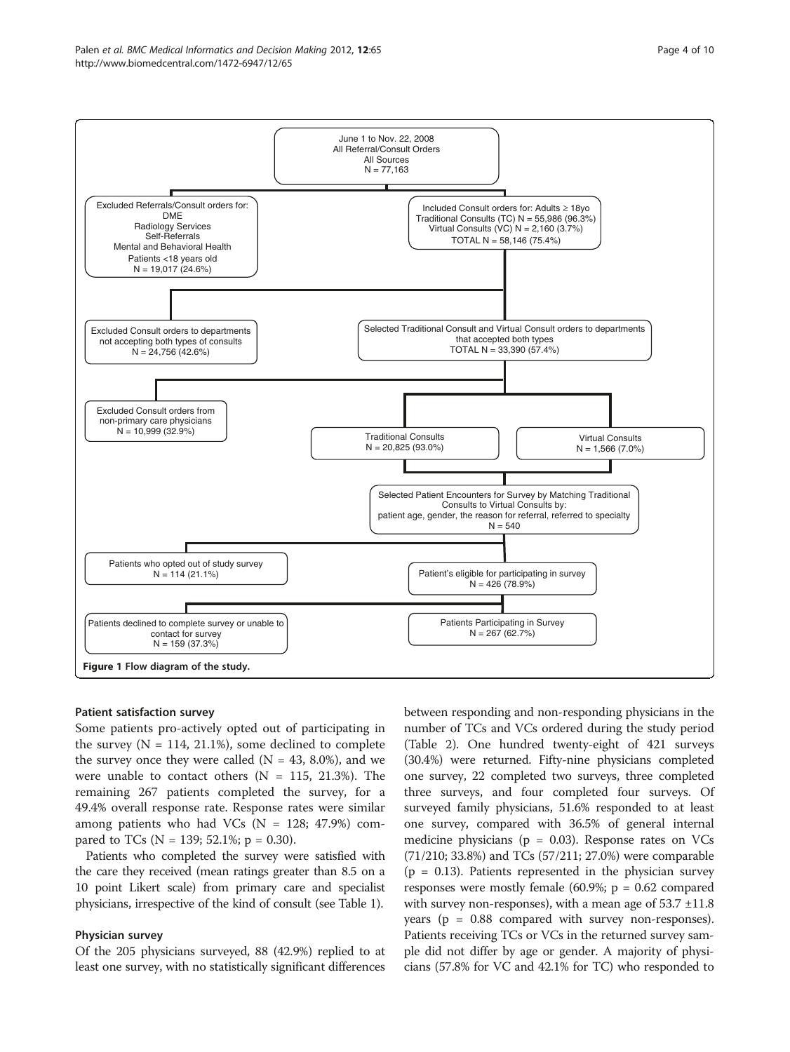June 1 to Nov. 22, 2008
All Referral/Consult Orders
All Sources
N = 77,163

Excluded Referrals/Consult orders for:
DME
Radiology Services
Self-Referrals
Mental and Behavioral Health
Patients <18 years old
N = 19,017 (24.6%)

Included Consult orders for: Adults ≥ 18yo
Traditional Consults (TC) N = 55,986 (96.3%)
Virtual Consults (VC) N = 2,160 (3.7%)
TOTAL N = 58,146 (75.4%)

Excluded Consult orders to departments not accepting both types of consults
N = 24,756 (42.6%)

Selected Traditional Consult and Virtual Consult orders to departments that accepted both types
TOTAL N = 33,390 (57.4%)

Excluded Consult orders from non-primary care physicians
N = 10,999 (32.9%)

Traditional Consults
N = 20,825 (93.0%)

Virtual Consults
N = 1,566 (7.0%)

Selected Patient Encounters for Survey by Matching Traditional Consults to Virtual Consults by:
patient age, gender, the reason for referral, referred to specialty
N = 540

Patients who opted out of study survey
N = 114 (21.1%)

Patient's eligible for participating in survey
N = 426 (78.9%)

Patients declined to complete survey or unable to contact for survey
N = 159 (37.3%)

Patients Participating in Survey
N = 267 (62.7%)

**Figure 1 Flow diagram of the study.**

### Patient satisfaction survey

Some patients pro-actively opted out of participating in the survey (N = 114, 21.1%), some declined to complete the survey once they were called (N = 43, 8.0%), and we were unable to contact others (N = 115, 21.3%). The remaining 267 patients completed the survey, for a 49.4% overall response rate. Response rates were similar among patients who had VCs (N = 128; 47.9%) compared to TCs (N = 139; 52.1%; $p = 0.30$).

Patients who completed the survey were satisfied with the care they received (mean ratings greater than 8.5 on a 10 point Likert scale) from primary care and specialist physicians, irrespective of the kind of consult (see Table 1).

### Physician survey

Of the 205 physicians surveyed, 88 (42.9%) replied to at least one survey, with no statistically significant differences between responding and non-responding physicians in the number of TCs and VCs ordered during the study period (Table 2). One hundred twenty-eight of 421 surveys (30.4%) were returned. Fifty-nine physicians completed one survey, 22 completed two surveys, three completed three surveys, and four completed four surveys. Of surveyed family physicians, 51.6% responded to at least one survey, compared with 36.5% of general internal medicine physicians ($p = 0.03$). Response rates on VCs (71/210; 33.8%) and TCs (57/211; 27.0%) were comparable ($p = 0.13$). Patients represented in the physician survey responses were mostly female (60.9%; $p = 0.62$ compared with survey non-responses), with a mean age of 53.7 ±11.8 years ($p = 0.88$ compared with survey non-responses). Patients receiving TCs or VCs in the returned survey sample did not differ by age or gender. A majority of physicians (57.8% for VC and 42.1% for TC) who responded to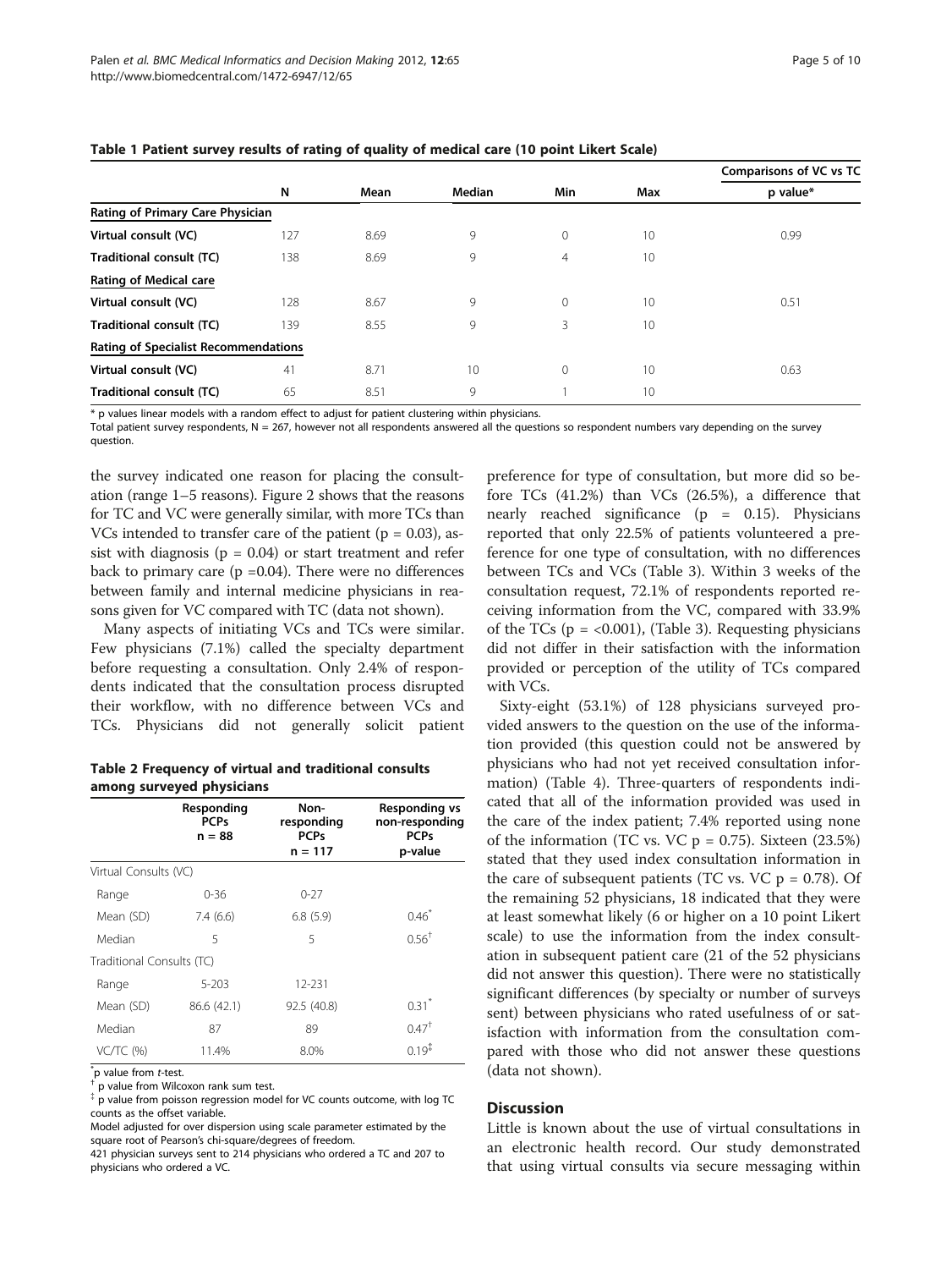**Table 1 Patient survey results of rating of quality of medical care (10 point Likert Scale)**

| | N | Mean | Median | Min | Max | Comparisons of VC vs TC p value* |
|---|---|---|---|---|---|---|
| **Rating of Primary Care Physician** | | | | | | |
| **Virtual consult (VC)** | 127 | 8.69 | 9 | 0 | 10 | 0.99 |
| **Traditional consult (TC)** | 138 | 8.69 | 9 | 4 | 10 | |
| **Rating of Medical care** | | | | | | |
| **Virtual consult (VC)** | 128 | 8.67 | 9 | 0 | 10 | 0.51 |
| **Traditional consult (TC)** | 139 | 8.55 | 9 | 3 | 10 | |
| **Rating of Specialist Recommendations** | | | | | | |
| **Virtual consult (VC)** | 41 | 8.71 | 10 | 0 | 10 | 0.63 |
| **Traditional consult (TC)** | 65 | 8.51 | 9 | 1 | 10 | |

* p values linear models with a random effect to adjust for patient clustering within physicians.
Total patient survey respondents, N = 267, however not all respondents answered all the questions so respondent numbers vary depending on the survey question.

the survey indicated one reason for placing the consultation (range 1–5 reasons). Figure 2 shows that the reasons for TC and VC were generally similar, with more TCs than VCs intended to transfer care of the patient ($p = 0.03$), assist with diagnosis ($p = 0.04$) or start treatment and refer back to primary care ($p = 0.04$). There were no differences between family and internal medicine physicians in reasons given for VC compared with TC (data not shown).

Many aspects of initiating VCs and TCs were similar. Few physicians (7.1%) called the specialty department before requesting a consultation. Only 2.4% of respondents indicated that the consultation process disrupted their workflow, with no difference between VCs and TCs. Physicians did not generally solicit patient preference for type of consultation, but more did so before TCs (41.2%) than VCs (26.5%), a difference that nearly reached significance ($p = 0.15$). Physicians reported that only 22.5% of patients volunteered a preference for one type of consultation, with no differences between TCs and VCs (Table 3). Within 3 weeks of the consultation request, 72.1% of respondents reported receiving information from the VC, compared with 33.9% of the TCs ($p = <0.001$), (Table 3). Requesting physicians did not differ in their satisfaction with the information provided or perception of the utility of TCs compared with VCs.

Sixty-eight (53.1%) of 128 physicians surveyed provided answers to the question on the use of the information provided (this question could not be answered by physicians who had not yet received consultation information) (Table 4). Three-quarters of respondents indicated that all of the information provided was used in the care of the index patient; 7.4% reported using none of the information (TC vs. VC $p = 0.75$). Sixteen (23.5%) stated that they used index consultation information in the care of subsequent patients (TC vs. VC $p = 0.78$). Of the remaining 52 physicians, 18 indicated that they were at least somewhat likely (6 or higher on a 10 point Likert scale) to use the information from the index consultation in subsequent patient care (21 of the 52 physicians did not answer this question). There were no statistically significant differences (by specialty or number of surveys sent) between physicians who rated usefulness of or satisfaction with information from the consultation compared with those who did not answer these questions (data not shown).

**Table 2 Frequency of virtual and traditional consults among surveyed physicians**

| | Responding PCPs n = 88 | Non-responding PCPs n = 117 | Responding vs non-responding PCPs p-value |
|---|---|---|---|
| Virtual Consults (VC) | | | |
| Range | 0-36 | 0-27 | |
| Mean (SD) | 7.4 (6.6) | 6.8 (5.9) | 0.46* |
| Median | 5 | 5 | 0.56† |
| Traditional Consults (TC) | | | |
| Range | 5-203 | 12-231 | |
| Mean (SD) | 86.6 (42.1) | 92.5 (40.8) | 0.31* |
| Median | 87 | 89 | 0.47† |
| VC/TC (%) | 11.4% | 8.0% | 0.19‡ |

* p value from *t*-test.
† p value from Wilcoxon rank sum test.
‡ p value from poisson regression model for VC counts outcome, with log TC counts as the offset variable.
Model adjusted for over dispersion using scale parameter estimated by the square root of Pearson's chi-square/degrees of freedom.
421 physician surveys sent to 214 physicians who ordered a TC and 207 to physicians who ordered a VC.

## Discussion

Little is known about the use of virtual consultations in an electronic health record. Our study demonstrated that using virtual consults via secure messaging within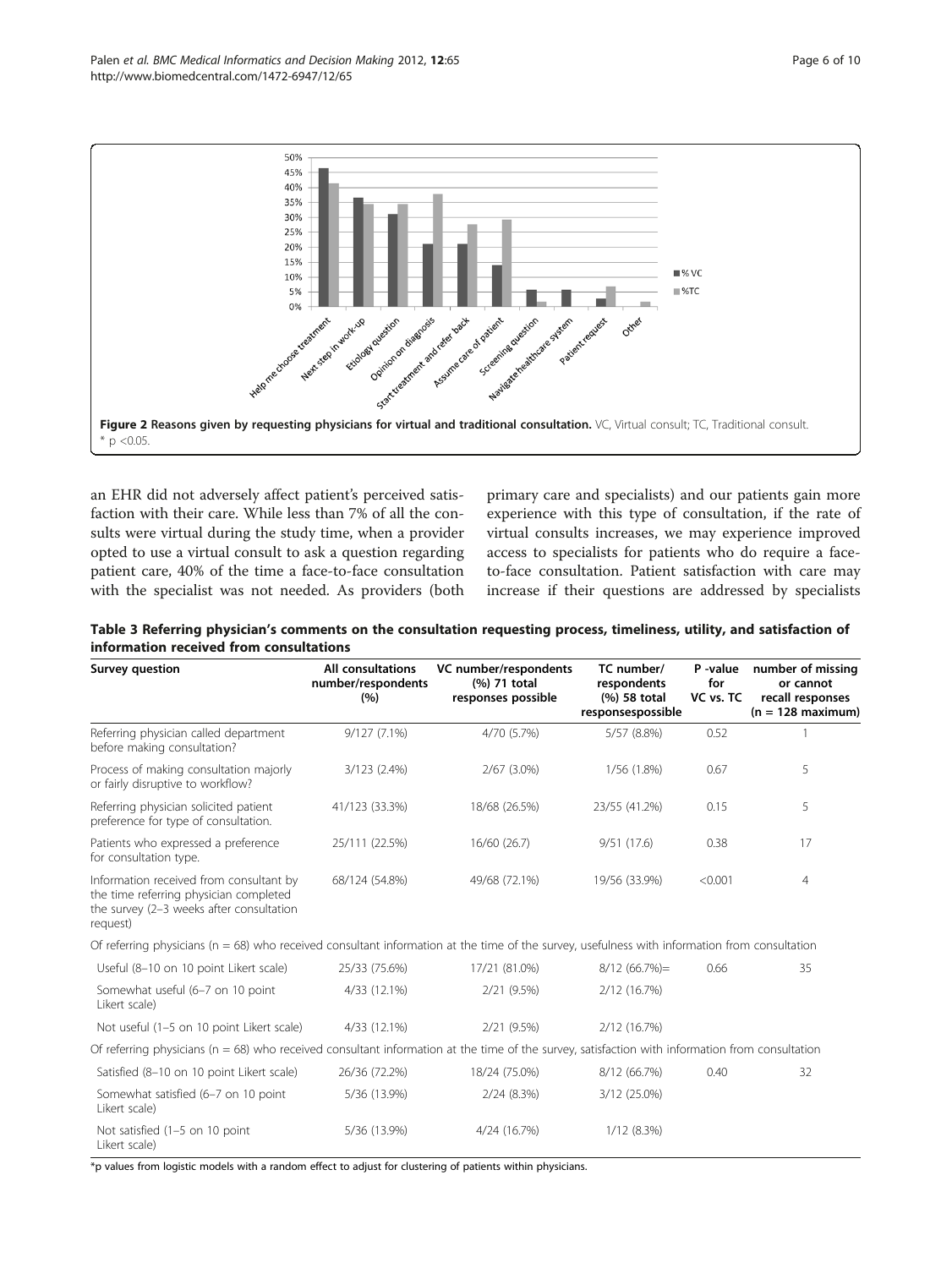Figure 2 Reasons given by requesting physicians for virtual and traditional consultation. VC, Virtual consult; TC, Traditional consult. * $p < 0.05$.

an EHR did not adversely affect patient's perceived satisfaction with their care. While less than 7% of all the consults were virtual during the study time, when a provider opted to use a virtual consult to ask a question regarding patient care, 40% of the time a face-to-face consultation with the specialist was not needed. As providers (both primary care and specialists) and our patients gain more experience with this type of consultation, if the rate of virtual consults increases, we may experience improved access to specialists for patients who do require a face-to-face consultation. Patient satisfaction with care may increase if their questions are addressed by specialists

**Table 3 Referring physician's comments on the consultation requesting process, timeliness, utility, and satisfaction of information received from consultations**

| Survey question | All consultations number/respondents (%) | VC number/respondents (%) 71 total responses possible | TC number/ respondents (%) 58 total responsespossible | P -value for VC vs. TC | number of missing or cannot recall responses (n = 128 maximum) |
|---|---|---|---|---|---|
| Referring physician called department before making consultation? | 9/127 (7.1%) | 4/70 (5.7%) | 5/57 (8.8%) | 0.52 | 1 |
| Process of making consultation majorly or fairly disruptive to workflow? | 3/123 (2.4%) | 2/67 (3.0%) | 1/56 (1.8%) | 0.67 | 5 |
| Referring physician solicited patient preference for type of consultation. | 41/123 (33.3%) | 18/68 (26.5%) | 23/55 (41.2%) | 0.15 | 5 |
| Patients who expressed a preference for consultation type. | 25/111 (22.5%) | 16/60 (26.7) | 9/51 (17.6) | 0.38 | 17 |
| Information received from consultant by the time referring physician completed the survey (2–3 weeks after consultation request) | 68/124 (54.8%) | 49/68 (72.1%) | 19/56 (33.9%) | <0.001 | 4 |
| Of referring physicians (n = 68) who received consultant information at the time of the survey, usefulness with information from consultation | | | | | |
| Useful (8–10 on 10 point Likert scale) | 25/33 (75.6%) | 17/21 (81.0%) | 8/12 (66.7%)= | 0.66 | 35 |
| Somewhat useful (6–7 on 10 point Likert scale) | 4/33 (12.1%) | 2/21 (9.5%) | 2/12 (16.7%) | | |
| Not useful (1–5 on 10 point Likert scale) | 4/33 (12.1%) | 2/21 (9.5%) | 2/12 (16.7%) | | |
| Of referring physicians (n = 68) who received consultant information at the time of the survey, satisfaction with information from consultation | | | | | |
| Satisfied (8–10 on 10 point Likert scale) | 26/36 (72.2%) | 18/24 (75.0%) | 8/12 (66.7%) | 0.40 | 32 |
| Somewhat satisfied (6–7 on 10 point Likert scale) | 5/36 (13.9%) | 2/24 (8.3%) | 3/12 (25.0%) | | |
| Not satisfied (1–5 on 10 point Likert scale) | 5/36 (13.9%) | 4/24 (16.7%) | 1/12 (8.3%) | | |

*p values from logistic models with a random effect to adjust for clustering of patients within physicians.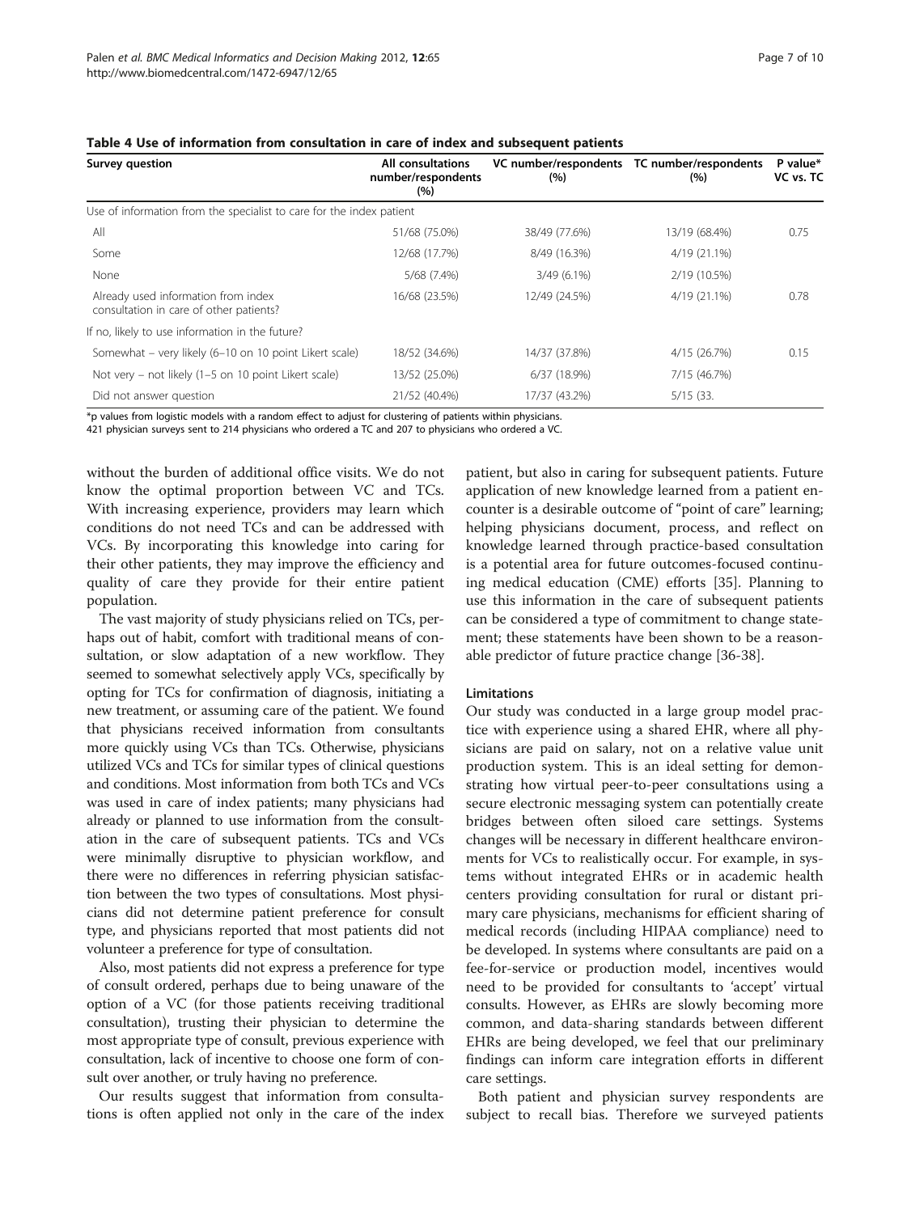**Table 4 Use of information from consultation in care of index and subsequent patients**

| Survey question | All consultations number/respondents (%) | VC number/respondents (%) | TC number/respondents (%) | P value* VC vs. TC |
|---|---|---|---|---|
| Use of information from the specialist to care for the index patient | | | | |
| All | 51/68 (75.0%) | 38/49 (77.6%) | 13/19 (68.4%) | 0.75 |
| Some | 12/68 (17.7%) | 8/49 (16.3%) | 4/19 (21.1%) | |
| None | 5/68 (7.4%) | 3/49 (6.1%) | 2/19 (10.5%) | |
| Already used information from index consultation in care of other patients? | 16/68 (23.5%) | 12/49 (24.5%) | 4/19 (21.1%) | 0.78 |
| If no, likely to use information in the future? | | | | |
| Somewhat – very likely (6–10 on 10 point Likert scale) | 18/52 (34.6%) | 14/37 (37.8%) | 4/15 (26.7%) | 0.15 |
| Not very – not likely (1–5 on 10 point Likert scale) | 13/52 (25.0%) | 6/37 (18.9%) | 7/15 (46.7%) | |
| Did not answer question | 21/52 (40.4%) | 17/37 (43.2%) | 5/15 (33. | |

*p values from logistic models with a random effect to adjust for clustering of patients within physicians.

421 physician surveys sent to 214 physicians who ordered a TC and 207 to physicians who ordered a VC.

without the burden of additional office visits. We do not know the optimal proportion between VC and TCs. With increasing experience, providers may learn which conditions do not need TCs and can be addressed with VCs. By incorporating this knowledge into caring for their other patients, they may improve the efficiency and quality of care they provide for their entire patient population.

The vast majority of study physicians relied on TCs, perhaps out of habit, comfort with traditional means of consultation, or slow adaptation of a new workflow. They seemed to somewhat selectively apply VCs, specifically by opting for TCs for confirmation of diagnosis, initiating a new treatment, or assuming care of the patient. We found that physicians received information from consultants more quickly using VCs than TCs. Otherwise, physicians utilized VCs and TCs for similar types of clinical questions and conditions. Most information from both TCs and VCs was used in care of index patients; many physicians had already or planned to use information from the consultation in the care of subsequent patients. TCs and VCs were minimally disruptive to physician workflow, and there were no differences in referring physician satisfaction between the two types of consultations. Most physicians did not determine patient preference for consult type, and physicians reported that most patients did not volunteer a preference for type of consultation.

Also, most patients did not express a preference for type of consult ordered, perhaps due to being unaware of the option of a VC (for those patients receiving traditional consultation), trusting their physician to determine the most appropriate type of consult, previous experience with consultation, lack of incentive to choose one form of consult over another, or truly having no preference.

Our results suggest that information from consultations is often applied not only in the care of the index patient, but also in caring for subsequent patients. Future application of new knowledge learned from a patient encounter is a desirable outcome of "point of care" learning; helping physicians document, process, and reflect on knowledge learned through practice-based consultation is a potential area for future outcomes-focused continuing medical education (CME) efforts [35]. Planning to use this information in the care of subsequent patients can be considered a type of commitment to change statement; these statements have been shown to be a reasonable predictor of future practice change [36-38].

### Limitations

Our study was conducted in a large group model practice with experience using a shared EHR, where all physicians are paid on salary, not on a relative value unit production system. This is an ideal setting for demonstrating how virtual peer-to-peer consultations using a secure electronic messaging system can potentially create bridges between often siloed care settings. Systems changes will be necessary in different healthcare environments for VCs to realistically occur. For example, in systems without integrated EHRs or in academic health centers providing consultation for rural or distant primary care physicians, mechanisms for efficient sharing of medical records (including HIPAA compliance) need to be developed. In systems where consultants are paid on a fee-for-service or production model, incentives would need to be provided for consultants to 'accept' virtual consults. However, as EHRs are slowly becoming more common, and data-sharing standards between different EHRs are being developed, we feel that our preliminary findings can inform care integration efforts in different care settings.

Both patient and physician survey respondents are subject to recall bias. Therefore we surveyed patients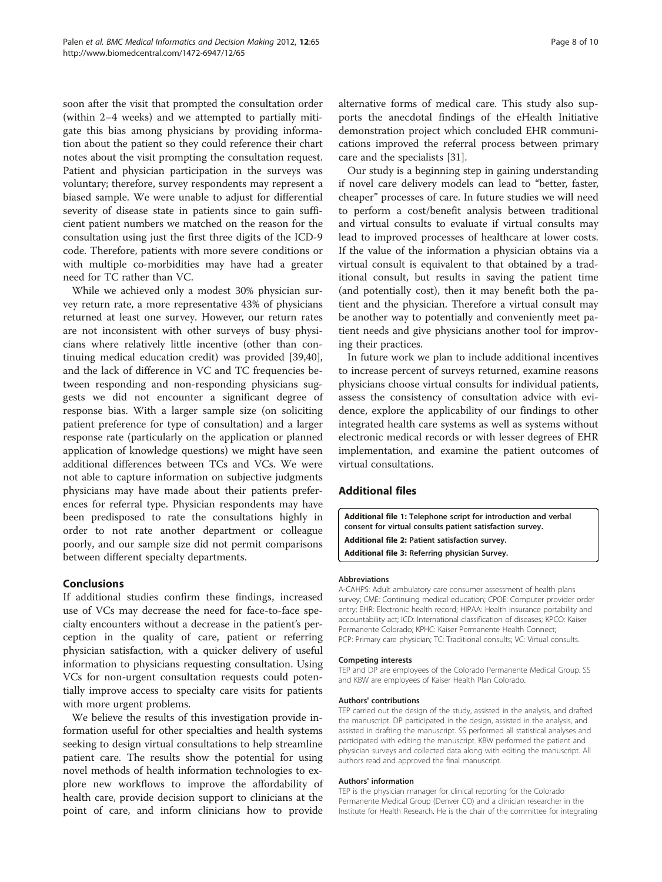soon after the visit that prompted the consultation order (within 2–4 weeks) and we attempted to partially mitigate this bias among physicians by providing information about the patient so they could reference their chart notes about the visit prompting the consultation request. Patient and physician participation in the surveys was voluntary; therefore, survey respondents may represent a biased sample. We were unable to adjust for differential severity of disease state in patients since to gain sufficient patient numbers we matched on the reason for the consultation using just the first three digits of the ICD-9 code. Therefore, patients with more severe conditions or with multiple co-morbidities may have had a greater need for TC rather than VC.

While we achieved only a modest 30% physician survey return rate, a more representative 43% of physicians returned at least one survey. However, our return rates are not inconsistent with other surveys of busy physicians where relatively little incentive (other than continuing medical education credit) was provided [39,40], and the lack of difference in VC and TC frequencies between responding and non-responding physicians suggests we did not encounter a significant degree of response bias. With a larger sample size (on soliciting patient preference for type of consultation) and a larger response rate (particularly on the application or planned application of knowledge questions) we might have seen additional differences between TCs and VCs. We were not able to capture information on subjective judgments physicians may have made about their patients preferences for referral type. Physician respondents may have been predisposed to rate the consultations highly in order to not rate another department or colleague poorly, and our sample size did not permit comparisons between different specialty departments.

## Conclusions

If additional studies confirm these findings, increased use of VCs may decrease the need for face-to-face specialty encounters without a decrease in the patient's perception in the quality of care, patient or referring physician satisfaction, with a quicker delivery of useful information to physicians requesting consultation. Using VCs for non-urgent consultation requests could potentially improve access to specialty care visits for patients with more urgent problems.

We believe the results of this investigation provide information useful for other specialties and health systems seeking to design virtual consultations to help streamline patient care. The results show the potential for using novel methods of health information technologies to explore new workflows to improve the affordability of health care, provide decision support to clinicians at the point of care, and inform clinicians how to provide alternative forms of medical care. This study also supports the anecdotal findings of the eHealth Initiative demonstration project which concluded EHR communications improved the referral process between primary care and the specialists [31].

Our study is a beginning step in gaining understanding if novel care delivery models can lead to "better, faster, cheaper" processes of care. In future studies we will need to perform a cost/benefit analysis between traditional and virtual consults to evaluate if virtual consults may lead to improved processes of healthcare at lower costs. If the value of the information a physician obtains via a virtual consult is equivalent to that obtained by a traditional consult, but results in saving the patient time (and potentially cost), then it may benefit both the patient and the physician. Therefore a virtual consult may be another way to potentially and conveniently meet patient needs and give physicians another tool for improving their practices.

In future work we plan to include additional incentives to increase percent of surveys returned, examine reasons physicians choose virtual consults for individual patients, assess the consistency of consultation advice with evidence, explore the applicability of our findings to other integrated health care systems as well as systems without electronic medical records or with lesser degrees of EHR implementation, and examine the patient outcomes of virtual consultations.

## Additional files

**Additional file 1: Telephone script for introduction and verbal consent for virtual consults patient satisfaction survey.**

**Additional file 2: Patient satisfaction survey.**

**Additional file 3: Referring physician Survey.**

#### Abbreviations

A-CAHPS: Adult ambulatory care consumer assessment of health plans survey; CME: Continuing medical education; CPOE: Computer provider order entry; EHR: Electronic health record; HIPAA: Health insurance portability and accountability act; ICD: International classification of diseases; KPCO: Kaiser Permanente Colorado; KPHC: Kaiser Permanente Health Connect; PCP: Primary care physician; TC: Traditional consults; VC: Virtual consults.

#### Competing interests

TEP and DP are employees of the Colorado Permanente Medical Group. SS and KBW are employees of Kaiser Health Plan Colorado.

#### Authors' contributions

TEP carried out the design of the study, assisted in the analysis, and drafted the manuscript. DP participated in the design, assisted in the analysis, and assisted in drafting the manuscript. SS performed all statistical analyses and participated with editing the manuscript. KBW performed the patient and physician surveys and collected data along with editing the manuscript. All authors read and approved the final manuscript.

#### Authors' information

TEP is the physician manager for clinical reporting for the Colorado Permanente Medical Group (Denver CO) and a clinician researcher in the Institute for Health Research. He is the chair of the committee for integrating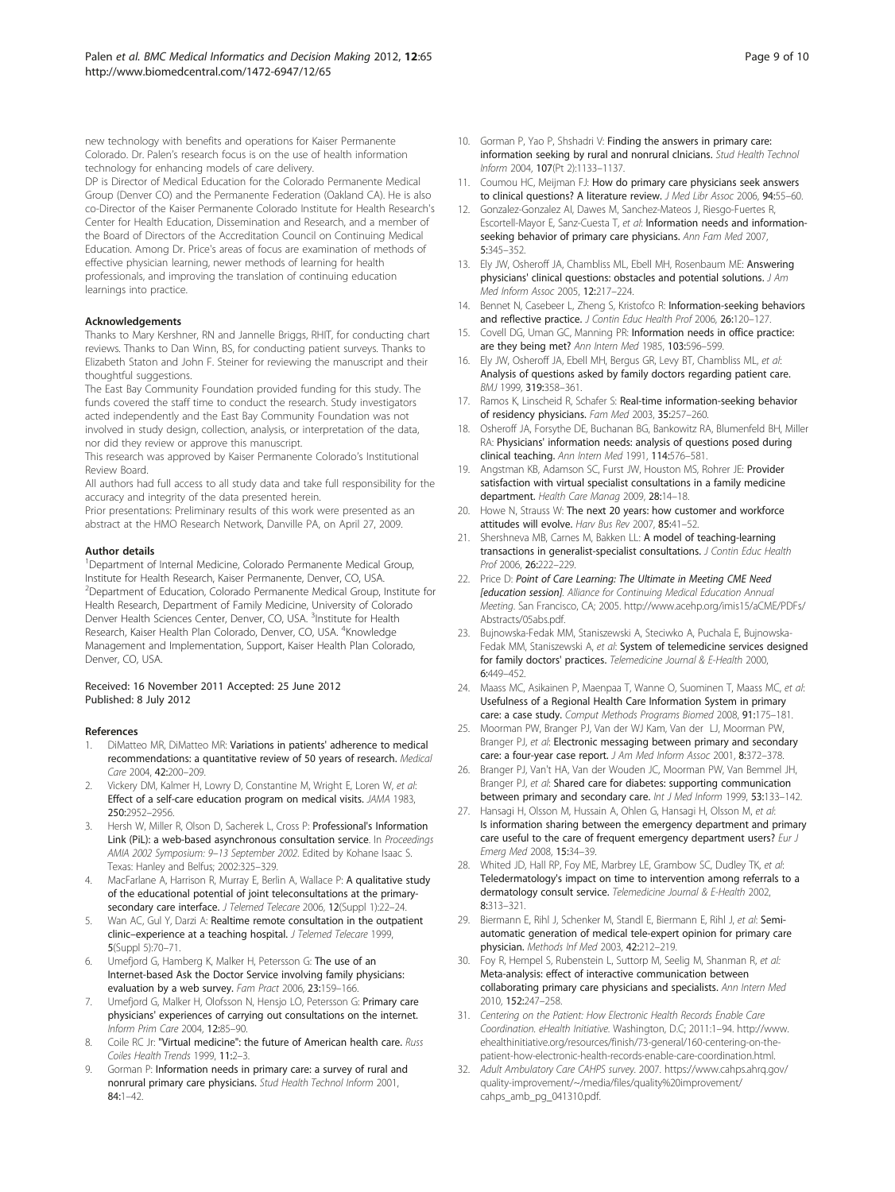new technology with benefits and operations for Kaiser Permanente Colorado. Dr. Palen's research focus is on the use of health information technology for enhancing models of care delivery.

DP is Director of Medical Education for the Colorado Permanente Medical Group (Denver CO) and the Permanente Federation (Oakland CA). He is also co-Director of the Kaiser Permanente Colorado Institute for Health Research's Center for Health Education, Dissemination and Research, and a member of the Board of Directors of the Accreditation Council on Continuing Medical Education. Among Dr. Price's areas of focus are examination of methods of effective physician learning, newer methods of learning for health professionals, and improving the translation of continuing education learnings into practice.

#### Acknowledgements

Thanks to Mary Kershner, RN and Jannelle Briggs, RHIT, for conducting chart reviews. Thanks to Dan Winn, BS, for conducting patient surveys. Thanks to Elizabeth Staton and John F. Steiner for reviewing the manuscript and their thoughtful suggestions.

The East Bay Community Foundation provided funding for this study. The funds covered the staff time to conduct the research. Study investigators acted independently and the East Bay Community Foundation was not involved in study design, collection, analysis, or interpretation of the data, nor did they review or approve this manuscript.

This research was approved by Kaiser Permanente Colorado's Institutional Review Board.

All authors had full access to all study data and take full responsibility for the accuracy and integrity of the data presented herein.

Prior presentations: Preliminary results of this work were presented as an abstract at the HMO Research Network, Danville PA, on April 27, 2009.

#### Author details

[1]Department of Internal Medicine, Colorado Permanente Medical Group, Institute for Health Research, Kaiser Permanente, Denver, CO, USA. [2]Department of Education, Colorado Permanente Medical Group, Institute for Health Research, Department of Family Medicine, University of Colorado Denver Health Sciences Center, Denver, CO, USA. [3]Institute for Health Research, Kaiser Health Plan Colorado, Denver, CO, USA. [4]Knowledge Management and Implementation, Support, Kaiser Health Plan Colorado, Denver, CO, USA.

Received: 16 November 2011 Accepted: 25 June 2012
Published: 8 July 2012

#### References

1. DiMatteo MR, DiMatteo MR: **Variations in patients' adherence to medical recommendations: a quantitative review of 50 years of research.** *Medical Care* 2004, **42:**200–209.
2. Vickery DM, Kalmer H, Lowry D, Constantine M, Wright E, Loren W, *et al*: **Effect of a self-care education program on medical visits.** *JAMA* 1983, **250:**2952–2956.
3. Hersh W, Miller R, Olson D, Sacherek L, Cross P: **Professional's Information Link (PiL): a web-based asynchronous consultation service**. In *Proceedings AMIA 2002 Symposium: 9–13 September 2002*. Edited by Kohane Isaac S. Texas: Hanley and Belfus; 2002:325–329.
4. MacFarlane A, Harrison R, Murray E, Berlin A, Wallace P: **A qualitative study of the educational potential of joint teleconsultations at the primary-secondary care interface.** *J Telemed Telecare* 2006, **12**(Suppl 1):22–24.
5. Wan AC, Gul Y, Darzi A: **Realtime remote consultation in the outpatient clinic–experience at a teaching hospital.** *J Telemed Telecare* 1999, **5**(Suppl 5):70–71.
6. Umefjord G, Hamberg K, Malker H, Petersson G: **The use of an Internet-based Ask the Doctor Service involving family physicians: evaluation by a web survey.** *Fam Pract* 2006, **23:**159–166.
7. Umefjord G, Malker H, Olofsson N, Hensjo LO, Petersson G: **Primary care physicians' experiences of carrying out consultations on the internet.** *Inform Prim Care* 2004, **12:**85–90.
8. Coile RC Jr: **"Virtual medicine": the future of American health care.** *Russ Coiles Health Trends* 1999, **11:**2–3.
9. Gorman P: **Information needs in primary care: a survey of rural and nonrural primary care physicians.** *Stud Health Technol Inform* 2001, **84:**1–42.
10. Gorman P, Yao P, Shshadri V: **Finding the answers in primary care: information seeking by rural and nonrural clnicians.** *Stud Health Technol Inform* 2004, **107**(Pt 2):1133–1137.
11. Coumou HC, Meijman FJ: **How do primary care physicians seek answers to clinical questions? A literature review.** *J Med Libr Assoc* 2006, **94:**55–60.
12. Gonzalez-Gonzalez AI, Dawes M, Sanchez-Mateos J, Riesgo-Fuertes R, Escortell-Mayor E, Sanz-Cuesta T, *et al*: **Information needs and information-seeking behavior of primary care physicians.** *Ann Fam Med* 2007, **5:**345–352.
13. Ely JW, Osheroff JA, Chambliss ML, Ebell MH, Rosenbaum ME: **Answering physicians' clinical questions: obstacles and potential solutions.** *J Am Med Inform Assoc* 2005, **12:**217–224.
14. Bennet N, Casebeer L, Zheng S, Kristofco R: **Information-seeking behaviors and reflective practice.** *J Contin Educ Health Prof* 2006, **26:**120–127.
15. Covell DG, Uman GC, Manning PR: **Information needs in office practice: are they being met?** *Ann Intern Med* 1985, **103:**596–599.
16. Ely JW, Osheroff JA, Ebell MH, Bergus GR, Levy BT, Chambliss ML, *et al*: **Analysis of questions asked by family doctors regarding patient care.** *BMJ* 1999, **319:**358–361.
17. Ramos K, Linscheid R, Schafer S: **Real-time information-seeking behavior of residency physicians.** *Fam Med* 2003, **35:**257–260.
18. Osheroff JA, Forsythe DE, Buchanan BG, Bankowitz RA, Blumenfeld BH, Miller RA: **Physicians' information needs: analysis of questions posed during clinical teaching.** *Ann Intern Med* 1991, **114:**576–581.
19. Angstman KB, Adamson SC, Furst JW, Houston MS, Rohrer JE: **Provider satisfaction with virtual specialist consultations in a family medicine department.** *Health Care Manag* 2009, **28:**14–18.
20. Howe N, Strauss W: **The next 20 years: how customer and workforce attitudes will evolve.** *Harv Bus Rev* 2007, **85:**41–52.
21. Shershneva MB, Carnes M, Bakken LL: **A model of teaching-learning transactions in generalist-specialist consultations.** *J Contin Educ Health Prof* 2006, **26:**222–229.
22. Price D: ***Point of Care Learning: The Ultimate in Meeting CME Need [education session]***. *Alliance for Continuing Medical Education Annual Meeting*. San Francisco, CA; 2005. http://www.acehp.org/imis15/aCME/PDFs/Abstracts/05abs.pdf.
23. Bujnowska-Fedak MM, Staniszewski A, Steciwko A, Puchala E, Bujnowska-Fedak MM, Staniszewski A, *et al*: **System of telemedicine services designed for family doctors' practices.** *Telemedicine Journal & E-Health* 2000, **6:**449–452.
24. Maass MC, Asikainen P, Maenpaa T, Wanne O, Suominen T, Maass MC, *et al*: **Usefulness of a Regional Health Care Information System in primary care: a case study.** *Comput Methods Programs Biomed* 2008, **91:**175–181.
25. Moorman PW, Branger PJ, Van der WJ Kam, Van der LJ, Moorman PW, Branger PJ, *et al*: **Electronic messaging between primary and secondary care: a four-year case report.** *J Am Med Inform Assoc* 2001, **8:**372–378.
26. Branger PJ, Van't HA, Van der Wouden JC, Moorman PW, Van Bemmel JH, Branger PJ, *et al*: **Shared care for diabetes: supporting communication between primary and secondary care.** *Int J Med Inform* 1999, **53:**133–142.
27. Hansagi H, Olsson M, Hussain A, Ohlen G, Hansagi H, Olsson M, *et al*: **Is information sharing between the emergency department and primary care useful to the care of frequent emergency department users?** *Eur J Emerg Med* 2008, **15:**34–39.
28. Whited JD, Hall RP, Foy ME, Marbrey LE, Grambow SC, Dudley TK, *et al*: **Teledermatology's impact on time to intervention among referrals to a dermatology consult service.** *Telemedicine Journal & E-Health* 2002, **8:**313–321.
29. Biermann E, Rihl J, Schenker M, Standl E, Biermann E, Rihl J, *et al*: **Semi-automatic generation of medical tele-expert opinion for primary care physician.** *Methods Inf Med* 2003, **42:**212–219.
30. Foy R, Hempel S, Rubenstein L, Suttorp M, Seelig M, Shanman R, *et al:* **Meta-analysis: effect of interactive communication between collaborating primary care physicians and specialists.** *Ann Intern Med* 2010, **152:**247–258.
31. *Centering on the Patient: How Electronic Health Records Enable Care Coordination. eHealth Initiative.* Washington, D.C; 2011:1–94. http://www.ehealthinitiative.org/resources/finish/73-general/160-centering-on-the-patient-how-electronic-health-records-enable-care-coordination.html.
32. *Adult Ambulatory Care CAHPS survey*. 2007. https://www.cahps.ahrq.gov/quality-improvement/~/media/files/quality%20improvement/cahps_amb_pg_041310.pdf.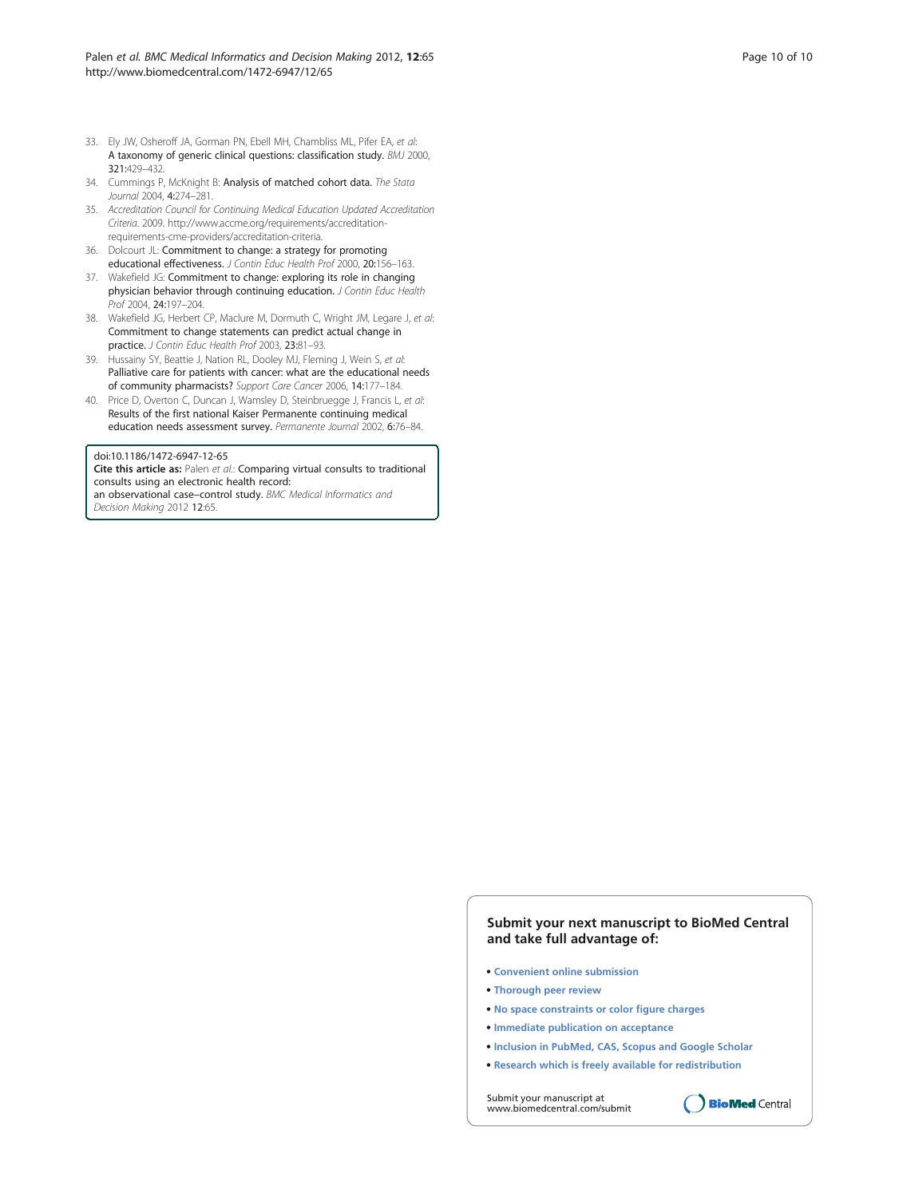33. Ely JW, Osheroff JA, Gorman PN, Ebell MH, Chambliss ML, Pifer EA, *et al*: **A taxonomy of generic clinical questions: classification study.** *BMJ* 2000, **321:**429–432.
34. Cummings P, McKnight B: **Analysis of matched cohort data.** *The Stata Journal* 2004, **4:**274–281.
35. *Accreditation Council for Continuing Medical Education Updated Accreditation Criteria.* 2009. http://www.accme.org/requirements/accreditation-requirements-cme-providers/accreditation-criteria.
36. Dolcourt JL: **Commitment to change: a strategy for promoting educational effectiveness.** *J Contin Educ Health Prof* 2000, **20:**156–163.
37. Wakefield JG: **Commitment to change: exploring its role in changing physician behavior through continuing education.** *J Contin Educ Health Prof* 2004, **24:**197–204.
38. Wakefield JG, Herbert CP, Maclure M, Dormuth C, Wright JM, Legare J, *et al*: **Commitment to change statements can predict actual change in practice.** *J Contin Educ Health Prof* 2003, **23:**81–93.
39. Hussainy SY, Beattie J, Nation RL, Dooley MJ, Fleming J, Wein S, *et al*: **Palliative care for patients with cancer: what are the educational needs of community pharmacists?** *Support Care Cancer* 2006, **14:**177–184.
40. Price D, Overton C, Duncan J, Wamsley D, Steinbruegge J, Francis L, *et al*: **Results of the first national Kaiser Permanente continuing medical education needs assessment survey.** *Permanente Journal* 2002, **6:**76–84.

doi:10.1186/1472-6947-12-65

**Cite this article as:** Palen *et al.*: Comparing virtual consults to traditional consults using an electronic health record: an observational case–control study. *BMC Medical Informatics and Decision Making* 2012 **12**:65.

**Submit your next manuscript to BioMed Central and take full advantage of:**

- **Convenient online submission**
- **Thorough peer review**
- **No space constraints or color figure charges**
- **Immediate publication on acceptance**
- **Inclusion in PubMed, CAS, Scopus and Google Scholar**
- **Research which is freely available for redistribution**

Submit your manuscript at www.biomedcentral.com/submit

BioMed Central